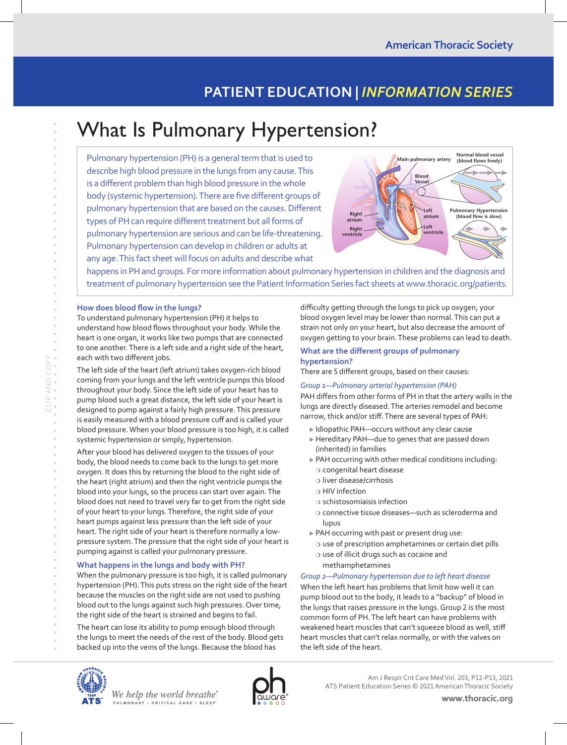American Thoracic Society

PATIENT EDUCATION | *INFORMATION SERIES*

# What Is Pulmonary Hypertension?

Pulmonary hypertension (PH) is a general term that is used to describe high blood pressure in the lungs from any cause. This is a different problem than high blood pressure in the whole body (systemic hypertension). There are five different groups of pulmonary hypertension that are based on the causes. Different types of PH can require different treatment but all forms of pulmonary hypertension are serious and can be life-threatening. Pulmonary hypertension can develop in children or adults at any age. This fact sheet will focus on adults and describe what happens in PH and groups. For more information about pulmonary hypertension in children and the diagnosis and treatment of pulmonary hypertension see the Patient Information Series fact sheets at www.thoracic.org/patients.

Main pulmonary artery
Normal blood vessel (blood flows freely)
Blood Vessel
Right atrium
Right ventricle
Left atrium
Left ventricle
Pulmonary Hypertension (blood flow is slow)

### How does blood flow in the lungs?

To understand pulmonary hypertension (PH) it helps to understand how blood flows throughout your body. While the heart is one organ, it works like two pumps that are connected to one another. There is a left side and a right side of the heart, each with two different jobs.

The left side of the heart (left atrium) takes oxygen-rich blood coming from your lungs and the left ventricle pumps this blood throughout your body. Since the left side of your heart has to pump blood such a great distance, the left side of your heart is designed to pump against a fairly high pressure. This pressure is easily measured with a blood pressure cuff and is called your blood pressure. When your blood pressure is too high, it is called systemic hypertension or simply, hypertension.

After your blood has delivered oxygen to the tissues of your body, the blood needs to come back to the lungs to get more oxygen. It does this by returning the blood to the right side of the heart (right atrium) and then the right ventricle pumps the blood into your lungs, so the process can start over again. The blood does not need to travel very far to get from the right side of your heart to your lungs. Therefore, the right side of your heart pumps against less pressure than the left side of your heart. The right side of your heart is therefore normally a low-pressure system. The pressure that the right side of your heart is pumping against is called your pulmonary pressure.

### What happens in the lungs and body with PH?

When the pulmonary pressure is too high, it is called pulmonary hypertension (PH). This puts stress on the right side of the heart because the muscles on the right side are not used to pushing blood out to the lungs against such high pressures. Over time, the right side of the heart is strained and begins to fail.

The heart can lose its ability to pump enough blood through the lungs to meet the needs of the rest of the body. Blood gets backed up into the veins of the lungs. Because the blood has difficulty getting through the lungs to pick up oxygen, your blood oxygen level may be lower than normal. This can put a strain not only on your heart, but also decrease the amount of oxygen getting to your brain. These problems can lead to death.

### What are the different groups of pulmonary hypertension?

There are 5 different groups, based on their causes:

*Group 1—Pulmonary arterial hypertension (PAH)*

PAH differs from other forms of PH in that the artery walls in the lungs are directly diseased. The arteries remodel and become narrow, thick and/or stiff. There are several types of PAH:

- Idiopathic PAH—occurs without any clear cause
- Hereditary PAH—due to genes that are passed down (inherited) in families
- PAH occurring with other medical conditions including:
  - congenital heart disease
  - liver disease/cirrhosis
  - HIV infection
  - schistosomiaisis infection
  - connective tissue diseases—such as scleroderma and lupus
- PAH occurring with past or present drug use:
  - use of prescription amphetamines or certain diet pills
  - use of illicit drugs such as cocaine and methamphetamines

*Group 2—Pulmonary hypertension due to left heart disease*

When the left heart has problems that limit how well it can pump blood out to the body, it leads to a "backup" of blood in the lungs that raises pressure in the lungs. Group 2 is the most common form of PH. The left heart can have problems with weakened heart muscles that can't squeeze blood as well, stiff heart muscles that can't relax normally, or with the valves on the left side of the heart.

We help the world breathe® PULMONARY • CRITICAL CARE • SLEEP

ATS Patient Education Series © 2021 American Thoracic Society

www.thoracic.org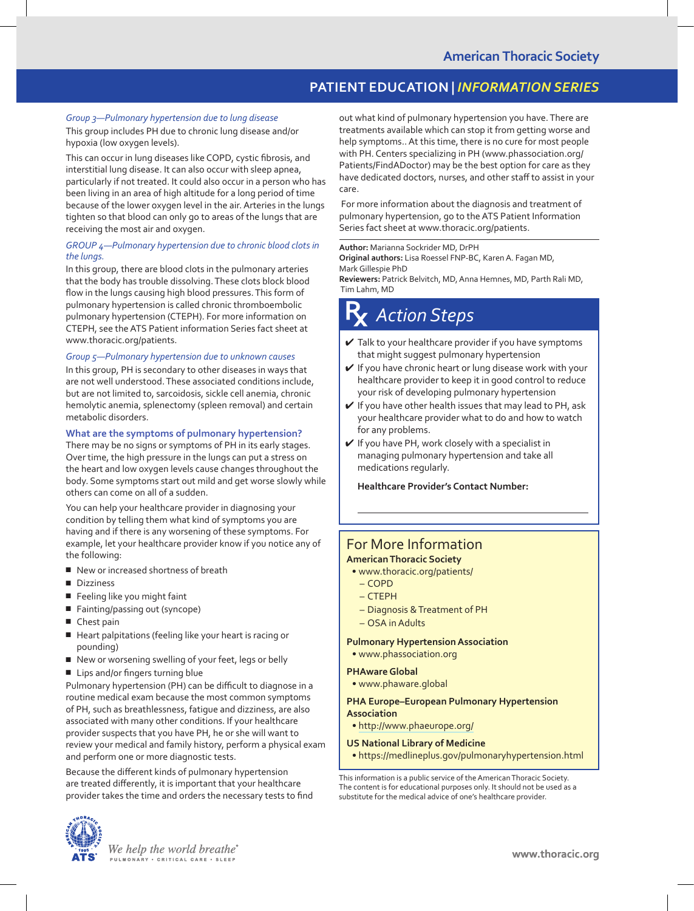*Group 3—Pulmonary hypertension due to lung disease*

This group includes PH due to chronic lung disease and/or hypoxia (low oxygen levels).

This can occur in lung diseases like COPD, cystic fibrosis, and interstitial lung disease. It can also occur with sleep apnea, particularly if not treated. It could also occur in a person who has been living in an area of high altitude for a long period of time because of the lower oxygen level in the air. Arteries in the lungs tighten so that blood can only go to areas of the lungs that are receiving the most air and oxygen.

*GROUP 4—Pulmonary hypertension due to chronic blood clots in the lungs.*

In this group, there are blood clots in the pulmonary arteries that the body has trouble dissolving. These clots block blood flow in the lungs causing high blood pressures. This form of pulmonary hypertension is called chronic thromboembolic pulmonary hypertension (CTEPH). For more information on CTEPH, see the ATS Patient information Series fact sheet at www.thoracic.org/patients.

*Group 5—Pulmonary hypertension due to unknown causes*

In this group, PH is secondary to other diseases in ways that are not well understood. These associated conditions include, but are not limited to, sarcoidosis, sickle cell anemia, chronic hemolytic anemia, splenectomy (spleen removal) and certain metabolic disorders.

## What are the symptoms of pulmonary hypertension?

There may be no signs or symptoms of PH in its early stages. Over time, the high pressure in the lungs can put a stress on the heart and low oxygen levels cause changes throughout the body. Some symptoms start out mild and get worse slowly while others can come on all of a sudden.

You can help your healthcare provider in diagnosing your condition by telling them what kind of symptoms you are having and if there is any worsening of these symptoms. For example, let your healthcare provider know if you notice any of the following:

- New or increased shortness of breath
- Dizziness
- Feeling like you might faint
- Fainting/passing out (syncope)
- Chest pain
- Heart palpitations (feeling like your heart is racing or pounding)
- New or worsening swelling of your feet, legs or belly
- Lips and/or fingers turning blue

Pulmonary hypertension (PH) can be difficult to diagnose in a routine medical exam because the most common symptoms of PH, such as breathlessness, fatigue and dizziness, are also associated with many other conditions. If your healthcare provider suspects that you have PH, he or she will want to review your medical and family history, perform a physical exam and perform one or more diagnostic tests.

Because the different kinds of pulmonary hypertension are treated differently, it is important that your healthcare provider takes the time and orders the necessary tests to find out what kind of pulmonary hypertension you have. There are treatments available which can stop it from getting worse and help symptoms.. At this time, there is no cure for most people with PH. Centers specializing in PH (www.phassociation.org/Patients/FindADoctor) may be the best option for care as they have dedicated doctors, nurses, and other staff to assist in your care.

For more information about the diagnosis and treatment of pulmonary hypertension, go to the ATS Patient Information Series fact sheet at www.thoracic.org/patients.

**Author:** Marianna Sockrider MD, DrPH
**Original authors:** Lisa Roessel FNP-BC, Karen A. Fagan MD, Mark Gillespie PhD
**Reviewers:** Patrick Belvitch, MD, Anna Hemnes, MD, Parth Rali MD, Tim Lahm, MD

## R_x *Action Steps*

✔ Talk to your healthcare provider if you have symptoms that might suggest pulmonary hypertension

✔ If you have chronic heart or lung disease work with your healthcare provider to keep it in good control to reduce your risk of developing pulmonary hypertension

✔ If you have other health issues that may lead to PH, ask your healthcare provider what to do and how to watch for any problems.

✔ If you have PH, work closely with a specialist in managing pulmonary hypertension and take all medications regularly.

**Healthcare Provider's Contact Number:**

______________________________

## For More Information

**American Thoracic Society**
- www.thoracic.org/patients/
  - COPD
  - CTEPH
  - Diagnosis & Treatment of PH
  - OSA in Adults

**Pulmonary Hypertension Association**
- www.phassociation.org

**PHAware Global**
- www.phaware.global

**PHA Europe–European Pulmonary Hypertension Association**
- http://www.phaeurope.org/

**US National Library of Medicine**
- https://medlineplus.gov/pulmonaryhypertension.html

This information is a public service of the American Thoracic Society. The content is for educational purposes only. It should not be used as a substitute for the medical advice of one's healthcare provider.